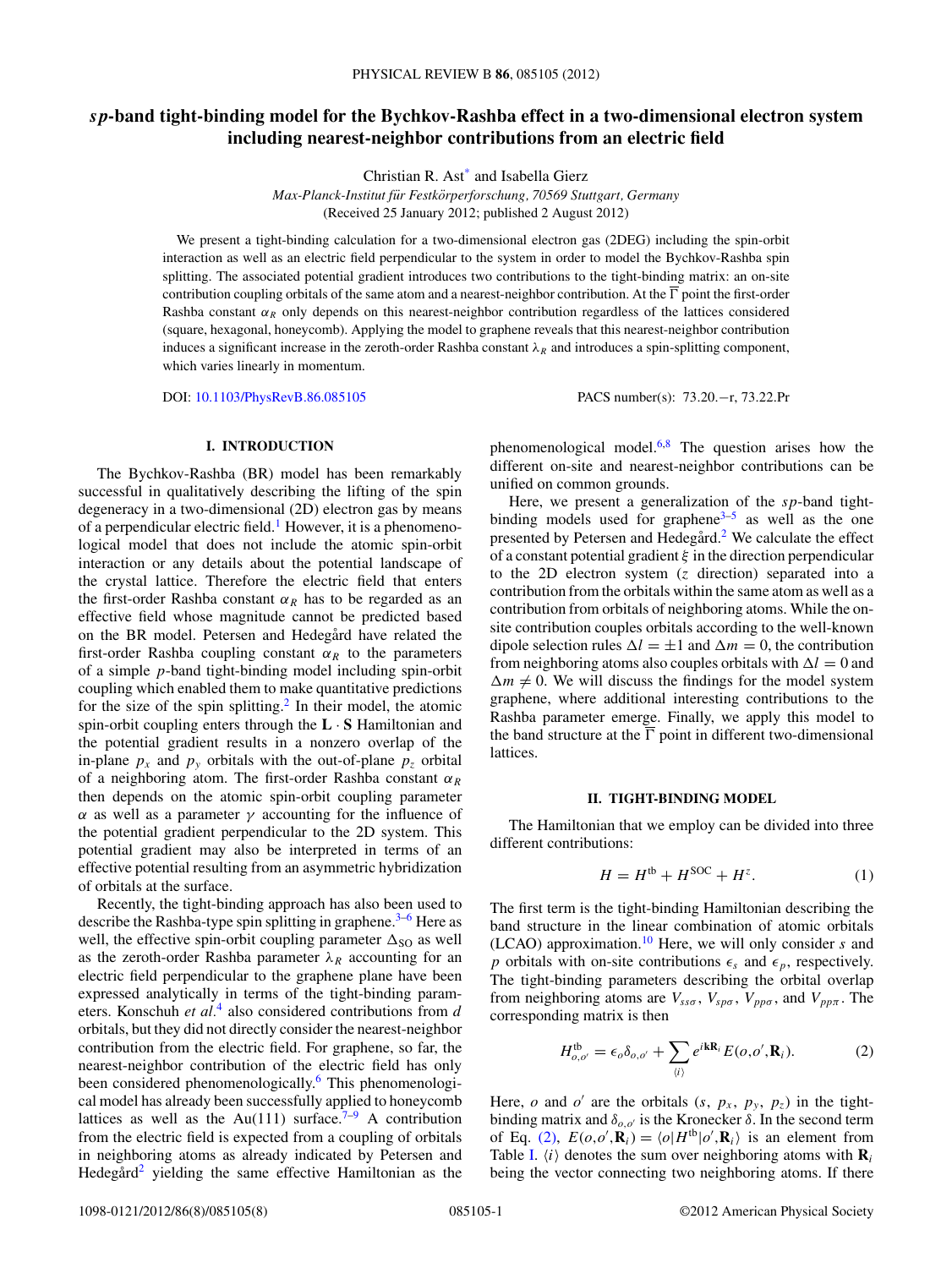# *sp*-band tight-binding model for the Bychkov-Rashba effect in a two-dimensional electron system including nearest-neighbor contributions from an electric field

Christian R. Ast* and Isabella Gierz

*Max-Planck-Institut für Festkörperforschung, 70569 Stuttgart, Germany*

(Received 25 January 2012; published 2 August 2012)

We present a tight-binding calculation for a two-dimensional electron gas (2DEG) including the spin-orbit interaction as well as an electric field perpendicular to the system in order to model the Bychkov-Rashba spin splitting. The associated potential gradient introduces two contributions to the tight-binding matrix: an on-site contribution coupling orbitals of the same atom and a nearest-neighbor contribution. At the $\overline{\Gamma}$ point the first-order Rashba constant $\alpha_R$ only depends on this nearest-neighbor contribution regardless of the lattices considered (square, hexagonal, honeycomb). Applying the model to graphene reveals that this nearest-neighbor contribution induces a significant increase in the zeroth-order Rashba constant $\lambda_R$ and introduces a spin-splitting component, which varies linearly in momentum.

DOI: 10.1103/PhysRevB.86.085105 PACS number(s): 73.20.−r, 73.22.Pr

## I. INTRODUCTION

The Bychkov-Rashba (BR) model has been remarkably successful in qualitatively describing the lifting of the spin degeneracy in a two-dimensional (2D) electron gas by means of a perpendicular electric field.[1] However, it is a phenomenological model that does not include the atomic spin-orbit interaction or any details about the potential landscape of the crystal lattice. Therefore the electric field that enters the first-order Rashba constant $\alpha_R$ has to be regarded as an effective field whose magnitude cannot be predicted based on the BR model. Petersen and Hedegård have related the first-order Rashba coupling constant $\alpha_R$ to the parameters of a simple $p$-band tight-binding model including spin-orbit coupling which enabled them to make quantitative predictions for the size of the spin splitting.[2] In their model, the atomic spin-orbit coupling enters through the $\mathbf{L}\cdot\mathbf{S}$ Hamiltonian and the potential gradient results in a nonzero overlap of the in-plane $p_x$ and $p_y$ orbitals with the out-of-plane $p_z$ orbital of a neighboring atom. The first-order Rashba constant $\alpha_R$ then depends on the atomic spin-orbit coupling parameter $\alpha$ as well as a parameter $\gamma$ accounting for the influence of the potential gradient perpendicular to the 2D system. This potential gradient may also be interpreted in terms of an effective potential resulting from an asymmetric hybridization of orbitals at the surface.

Recently, the tight-binding approach has also been used to describe the Rashba-type spin splitting in graphene.[3–6] Here as well, the effective spin-orbit coupling parameter $\Delta_{SO}$ as well as the zeroth-order Rashba parameter $\lambda_R$ accounting for an electric field perpendicular to the graphene plane have been expressed analytically in terms of the tight-binding parameters. Konschuh *et al.*[4] also considered contributions from $d$ orbitals, but they did not directly consider the nearest-neighbor contribution from the electric field. For graphene, so far, the nearest-neighbor contribution of the electric field has only been considered phenomenologically.[6] This phenomenological model has already been successfully applied to honeycomb lattices as well as the Au(111) surface.[7–9] A contribution from the electric field is expected from a coupling of orbitals in neighboring atoms as already indicated by Petersen and Hedegård[2] yielding the same effective Hamiltonian as the phenomenological model.[6,8] The question arises how the different on-site and nearest-neighbor contributions can be unified on common grounds.

Here, we present a generalization of the $sp$-band tight-binding models used for graphene[3–5] as well as the one presented by Petersen and Hedegård.[2] We calculate the effect of a constant potential gradient $\xi$ in the direction perpendicular to the 2D electron system ($z$ direction) separated into a contribution from the orbitals within the same atom as well as a contribution from orbitals of neighboring atoms. While the on-site contribution couples orbitals according to the well-known dipole selection rules $\Delta l = \pm 1$ and $\Delta m = 0$, the contribution from neighboring atoms also couples orbitals with $\Delta l = 0$ and $\Delta m \neq 0$. We will discuss the findings for the model system graphene, where additional interesting contributions to the Rashba parameter emerge. Finally, we apply this model to the band structure at the $\overline{\Gamma}$ point in different two-dimensional lattices.

## II. TIGHT-BINDING MODEL

The Hamiltonian that we employ can be divided into three different contributions:

$$H = H^{\mathrm{tb}} + H^{\mathrm{SOC}} + H^{z}. \tag{1}$$

The first term is the tight-binding Hamiltonian describing the band structure in the linear combination of atomic orbitals (LCAO) approximation.[10] Here, we will only consider $s$ and $p$ orbitals with on-site contributions $\epsilon_s$ and $\epsilon_p$, respectively. The tight-binding parameters describing the orbital overlap from neighboring atoms are $V_{ss\sigma}$, $V_{sp\sigma}$, $V_{pp\sigma}$, and $V_{pp\pi}$. The corresponding matrix is then

$$H^{\mathrm{tb}}_{o,o'} = \epsilon_o \delta_{o,o'} + \sum_{\langle i \rangle} e^{i\mathbf{k}\mathbf{R}_i} E(o,o',\mathbf{R}_i). \tag{2}$$

Here, $o$ and $o'$ are the orbitals ($s$, $p_x$, $p_y$, $p_z$) in the tight-binding matrix and $\delta_{o,o'}$ is the Kronecker $\delta$. In the second term of Eq. (2), $E(o,o',\mathbf{R}_i) = \langle o|H^{\mathrm{tb}}|o',\mathbf{R}_i\rangle$ is an element from Table I. $\langle i \rangle$ denotes the sum over neighboring atoms with $\mathbf{R}_i$ being the vector connecting two neighboring atoms. If there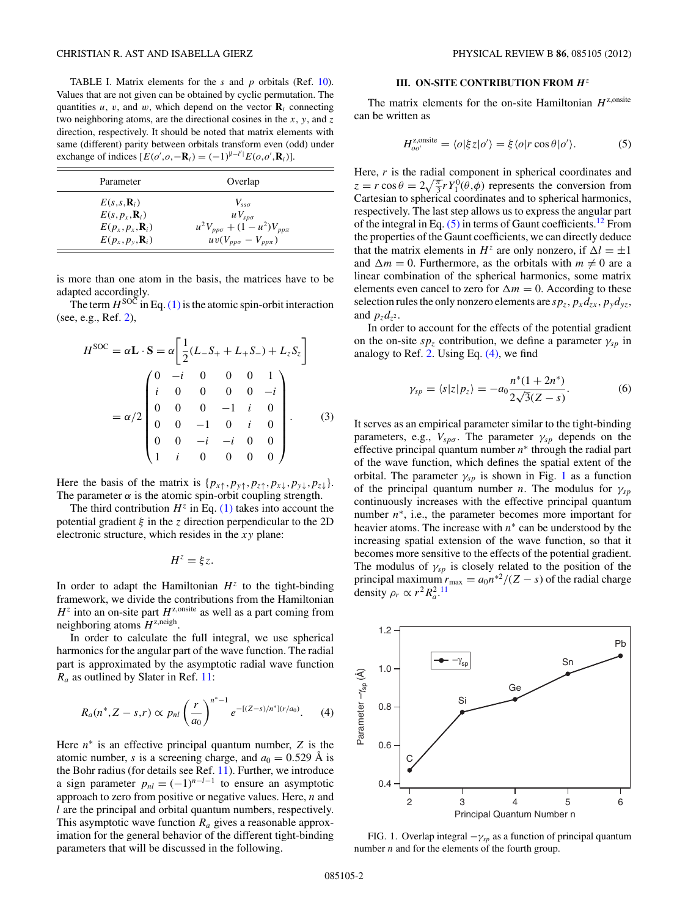TABLE I. Matrix elements for the $s$ and $p$ orbitals (Ref. 10). Values that are not given can be obtained by cyclic permutation. The quantities $u$, $v$, and $w$, which depend on the vector $\mathbf{R}_i$ connecting two neighboring atoms, are the directional cosines in the $x$, $y$, and $z$ direction, respectively. It should be noted that matrix elements with same (different) parity between orbitals transform even (odd) under exchange of indices $[E(o',o,-\mathbf{R}_i) = (-1)^{|l-l'|}E(o,o',\mathbf{R}_i)]$.

| Parameter | Overlap |
|---|---|
| $E(s,s,\mathbf{R}_i)$ | $V_{ss\sigma}$ |
| $E(s,p_x,\mathbf{R}_i)$ | $uV_{sp\sigma}$ |
| $E(p_x,p_x,\mathbf{R}_i)$ | $u^2V_{pp\sigma} + (1-u^2)V_{pp\pi}$ |
| $E(p_x,p_y,\mathbf{R}_i)$ | $uv(V_{pp\sigma} - V_{pp\pi})$ |

is more than one atom in the basis, the matrices have to be adapted accordingly.

The term $H^{\mathrm{SOC}}$ in Eq. (1) is the atomic spin-orbit interaction (see, e.g., Ref. 2),

$$H^{\mathrm{SOC}} = \alpha \mathbf{L}\cdot\mathbf{S} = \alpha\left[\frac{1}{2}(L_-S_+ + L_+S_-) + L_zS_z\right]$$
$$= \alpha/2\begin{pmatrix} 0 & -i & 0 & 0 & 0 & 1 \\ i & 0 & 0 & 0 & 0 & -i \\ 0 & 0 & 0 & -1 & i & 0 \\ 0 & 0 & -1 & 0 & i & 0 \\ 0 & 0 & -i & -i & 0 & 0 \\ 1 & i & 0 & 0 & 0 & 0 \end{pmatrix}. \tag{3}$$

Here the basis of the matrix is $\{p_{x\uparrow}, p_{y\uparrow}, p_{z\uparrow}, p_{x\downarrow}, p_{y\downarrow}, p_{z\downarrow}\}$. The parameter $\alpha$ is the atomic spin-orbit coupling strength.

The third contribution $H^z$ in Eq. (1) takes into account the potential gradient $\xi$ in the $z$ direction perpendicular to the 2D electronic structure, which resides in the $xy$ plane:

$$H^z = \xi z.$$

In order to adapt the Hamiltonian $H^z$ to the tight-binding framework, we divide the contributions from the Hamiltonian $H^z$ into an on-site part $H^{z,\mathrm{onsite}}$ as well as a part coming from neighboring atoms $H^{z,\mathrm{neigh}}$.

In order to calculate the full integral, we use spherical harmonics for the angular part of the wave function. The radial part is approximated by the asymptotic radial wave function $R_a$ as outlined by Slater in Ref. 11:

$$R_a(n^*, Z-s, r) \propto p_{nl}\left(\frac{r}{a_0}\right)^{n^*-1} e^{-[(Z-s)/n^*](r/a_0)}. \tag{4}$$

Here $n^*$ is an effective principal quantum number, $Z$ is the atomic number, $s$ is a screening charge, and $a_0 = 0.529$ Å is the Bohr radius (for details see Ref. 11). Further, we introduce a sign parameter $p_{nl} = (-1)^{n-l-1}$ to ensure an asymptotic approach to zero from positive or negative values. Here, $n$ and $l$ are the principal and orbital quantum numbers, respectively. This asymptotic wave function $R_a$ gives a reasonable approximation for the general behavior of the different tight-binding parameters that will be discussed in the following.

## III. ON-SITE CONTRIBUTION FROM $H^z$

The matrix elements for the on-site Hamiltonian $H^{z,\mathrm{onsite}}$ can be written as

$$H^{z,\mathrm{onsite}}_{oo'} = \langle o|\xi z|o'\rangle = \xi\langle o|r\cos\theta|o'\rangle. \tag{5}$$

Here, $r$ is the radial component in spherical coordinates and $z = r\cos\theta = 2\sqrt{\frac{\pi}{3}}rY_1^0(\theta,\phi)$ represents the conversion from Cartesian to spherical coordinates and to spherical harmonics, respectively. The last step allows us to express the angular part of the integral in Eq. (5) in terms of Gaunt coefficients.[12] From the properties of the Gaunt coefficients, we can directly deduce that the matrix elements in $H^z$ are only nonzero, if $\Delta l = \pm 1$ and $\Delta m = 0$. Furthermore, as the orbitals with $m \neq 0$ are a linear combination of the spherical harmonics, some matrix elements even cancel to zero for $\Delta m = 0$. According to these selection rules the only nonzero elements are $sp_z$, $p_xd_{zx}$, $p_yd_{yz}$, and $p_zd_{z^2}$.

In order to account for the effects of the potential gradient on the on-site $sp_z$ contribution, we define a parameter $\gamma_{sp}$ in analogy to Ref. 2. Using Eq. (4), we find

$$\gamma_{sp} = \langle s|z|p_z\rangle = -a_0\frac{n^*(1+2n^*)}{2\sqrt{3}(Z-s)}. \tag{6}$$

It serves as an empirical parameter similar to the tight-binding parameters, e.g., $V_{sp\sigma}$. The parameter $\gamma_{sp}$ depends on the effective principal quantum number $n^*$ through the radial part of the wave function, which defines the spatial extent of the orbital. The parameter $\gamma_{sp}$ is shown in Fig. 1 as a function of the principal quantum number $n$. The modulus for $\gamma_{sp}$ continuously increases with the effective principal quantum number $n^*$, i.e., the parameter becomes more important for heavier atoms. The increase with $n^*$ can be understood by the increasing spatial extension of the wave function, so that it becomes more sensitive to the effects of the potential gradient. The modulus of $\gamma_{sp}$ is closely related to the position of the principal maximum $r_{\max} = a_0 n^{*2}/(Z-s)$ of the radial charge density $\rho_r \propto r^2R_a^2$.[11]

FIG. 1. Overlap integral $-\gamma_{sp}$ as a function of principal quantum number $n$ and for the elements of the fourth group.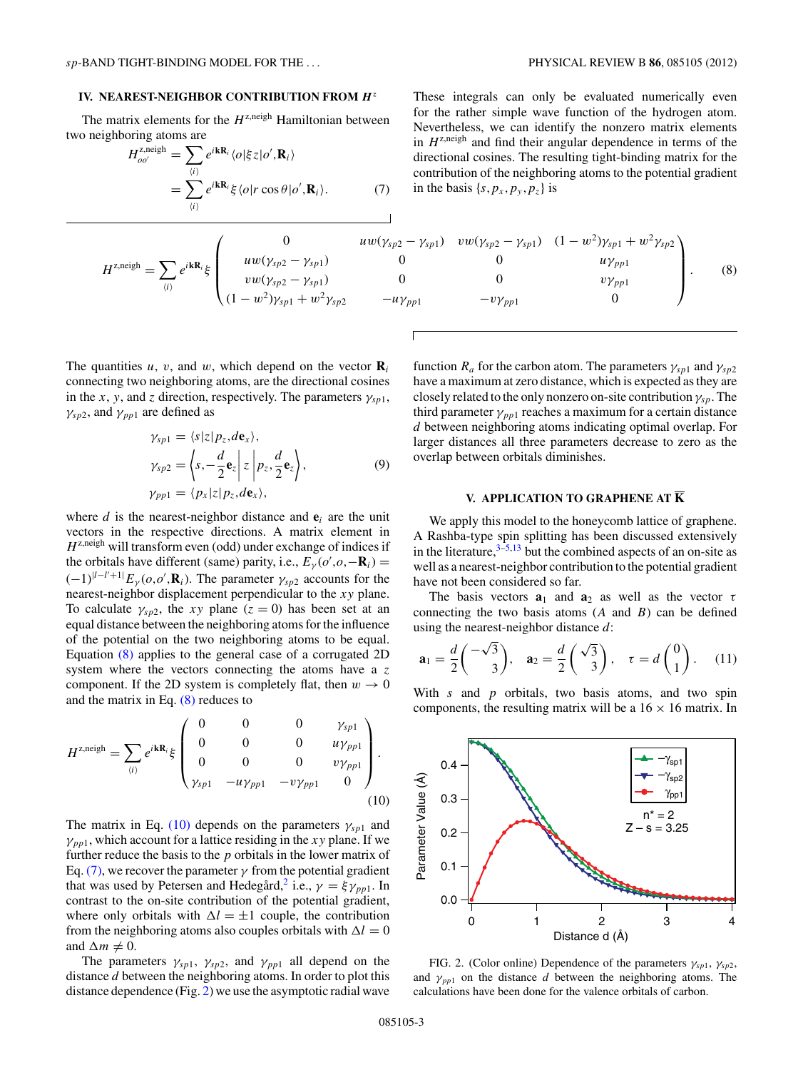## IV. NEAREST-NEIGHBOR CONTRIBUTION FROM $H^z$

The matrix elements for the $H^{z,\text{neigh}}$ Hamiltonian between two neighboring atoms are

$$H^{z,\text{neigh}}_{oo'} = \sum_{\langle i \rangle} e^{i\mathbf{k}\mathbf{R}_i} \langle o|\xi z|o', \mathbf{R}_i\rangle = \sum_{\langle i \rangle} e^{i\mathbf{k}\mathbf{R}_i} \xi \langle o|r\cos\theta|o', \mathbf{R}_i\rangle. \tag{7}$$

These integrals can only be evaluated numerically even for the rather simple wave function of the hydrogen atom. Nevertheless, we can identify the nonzero matrix elements in $H^{z,\text{neigh}}$ and find their angular dependence in terms of the directional cosines. The resulting tight-binding matrix for the contribution of the neighboring atoms to the potential gradient in the basis $\{s, p_x, p_y, p_z\}$ is

$$H^{z,\text{neigh}} = \sum_{\langle i \rangle} e^{i\mathbf{k}\mathbf{R}_i} \xi \begin{pmatrix} 0 & uw(\gamma_{sp2}-\gamma_{sp1}) & vw(\gamma_{sp2}-\gamma_{sp1}) & (1-w^2)\gamma_{sp1}+w^2\gamma_{sp2} \\ uw(\gamma_{sp2}-\gamma_{sp1}) & 0 & 0 & u\gamma_{pp1} \\ vw(\gamma_{sp2}-\gamma_{sp1}) & 0 & 0 & v\gamma_{pp1} \\ (1-w^2)\gamma_{sp1}+w^2\gamma_{sp2} & -u\gamma_{pp1} & -v\gamma_{pp1} & 0 \end{pmatrix}. \tag{8}$$

The quantities $u$, $v$, and $w$, which depend on the vector $\mathbf{R}_i$ connecting two neighboring atoms, are the directional cosines in the $x$, $y$, and $z$ direction, respectively. The parameters $\gamma_{sp1}$, $\gamma_{sp2}$, and $\gamma_{pp1}$ are defined as

$$\gamma_{sp1} = \langle s|z|p_z, d\mathbf{e}_x\rangle,$$
$$\gamma_{sp2} = \left\langle s, -\frac{d}{2}\mathbf{e}_z \right| z \left| p_z, \frac{d}{2}\mathbf{e}_z \right\rangle, \tag{9}$$
$$\gamma_{pp1} = \langle p_x|z|p_z, d\mathbf{e}_x\rangle,$$

where $d$ is the nearest-neighbor distance and $\mathbf{e}_i$ are the unit vectors in the respective directions. A matrix element in $H^{z,\text{neigh}}$ will transform even (odd) under exchange of indices if the orbitals have different (same) parity, i.e., $E_\gamma(o', o, -\mathbf{R}_i) = (-1)^{|l-l'+1|} E_\gamma(o, o', \mathbf{R}_i)$. The parameter $\gamma_{sp2}$ accounts for the nearest-neighbor displacement perpendicular to the $xy$ plane. To calculate $\gamma_{sp2}$, the $xy$ plane ($z = 0$) has been set at an equal distance between the neighboring atoms for the influence of the potential on the two neighboring atoms to be equal. Equation (8) applies to the general case of a corrugated 2D system where the vectors connecting the atoms have a $z$ component. If the 2D system is completely flat, then $w \to 0$ and the matrix in Eq. (8) reduces to

$$H^{z,\text{neigh}} = \sum_{\langle i \rangle} e^{i\mathbf{k}\mathbf{R}_i} \xi \begin{pmatrix} 0 & 0 & 0 & \gamma_{sp1} \\ 0 & 0 & 0 & u\gamma_{pp1} \\ 0 & 0 & 0 & v\gamma_{pp1} \\ \gamma_{sp1} & -u\gamma_{pp1} & -v\gamma_{pp1} & 0 \end{pmatrix}. \tag{10}$$

The matrix in Eq. (10) depends on the parameters $\gamma_{sp1}$ and $\gamma_{pp1}$, which account for a lattice residing in the $xy$ plane. If we further reduce the basis to the $p$ orbitals in the lower matrix of Eq. (7), we recover the parameter $\gamma$ from the potential gradient that was used by Petersen and Hedegård,[2] i.e., $\gamma = \xi\gamma_{pp1}$. In contrast to the on-site contribution of the potential gradient, where only orbitals with $\Delta l = \pm 1$ couple, the contribution from the neighboring atoms also couples orbitals with $\Delta l = 0$ and $\Delta m \neq 0$.

The parameters $\gamma_{sp1}$, $\gamma_{sp2}$, and $\gamma_{pp1}$ all depend on the distance $d$ between the neighboring atoms. In order to plot this distance dependence (Fig. 2) we use the asymptotic radial wave function $R_a$ for the carbon atom. The parameters $\gamma_{sp1}$ and $\gamma_{sp2}$ have a maximum at zero distance, which is expected as they are closely related to the only nonzero on-site contribution $\gamma_{sp}$. The third parameter $\gamma_{pp1}$ reaches a maximum for a certain distance $d$ between neighboring atoms indicating optimal overlap. For larger distances all three parameters decrease to zero as the overlap between orbitals diminishes.

## V. APPLICATION TO GRAPHENE AT $\overline{\text{K}}$

We apply this model to the honeycomb lattice of graphene. A Rashba-type spin splitting has been discussed extensively in the literature,[3–5,13] but the combined aspects of an on-site as well as a nearest-neighbor contribution to the potential gradient have not been considered so far.

The basis vectors $\mathbf{a}_1$ and $\mathbf{a}_2$ as well as the vector $\tau$ connecting the two basis atoms ($A$ and $B$) can be defined using the nearest-neighbor distance $d$:

$$\mathbf{a}_1 = \frac{d}{2}\begin{pmatrix} -\sqrt{3} \\ 3 \end{pmatrix}, \quad \mathbf{a}_2 = \frac{d}{2}\begin{pmatrix} \sqrt{3} \\ 3 \end{pmatrix}, \quad \tau = d\begin{pmatrix} 0 \\ 1 \end{pmatrix}. \tag{11}$$

With $s$ and $p$ orbitals, two basis atoms, and two spin components, the resulting matrix will be a $16 \times 16$ matrix. In

FIG. 2. (Color online) Dependence of the parameters $\gamma_{sp1}$, $\gamma_{sp2}$, and $\gamma_{pp1}$ on the distance $d$ between the neighboring atoms. The calculations have been done for the valence orbitals of carbon.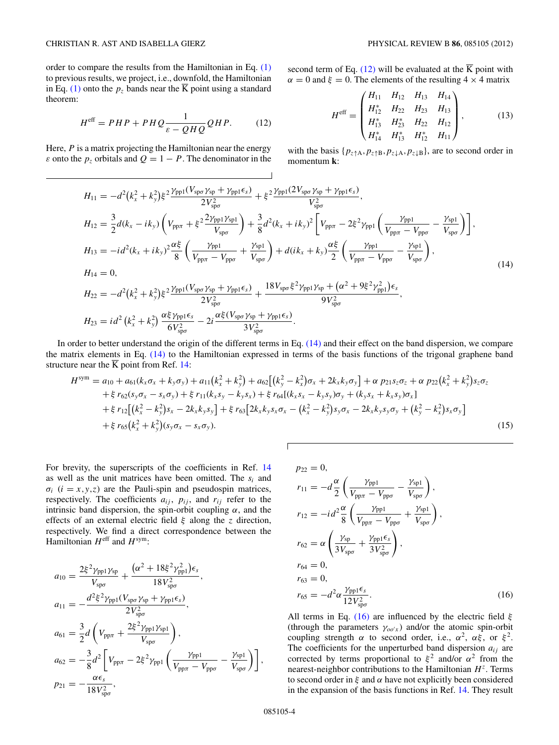order to compare the results from the Hamiltonian in Eq. (1) to previous results, we project, i.e., downfold, the Hamiltonian in Eq. (1) onto the $p_z$ bands near the $\overline{\text{K}}$ point using a standard theorem:

$$H^{\text{eff}} = PHP + PHQ\frac{1}{\varepsilon - QHQ}QHP. \tag{12}$$

Here, $P$ is a matrix projecting the Hamiltonian near the energy $\varepsilon$ onto the $p_z$ orbitals and $Q = 1 - P$. The denominator in the second term of Eq. (12) will be evaluated at the $\overline{\text{K}}$ point with $\alpha = 0$ and $\xi = 0$. The elements of the resulting $4 \times 4$ matrix

$$H^{\text{eff}} = \begin{pmatrix} H_{11} & H_{12} & H_{13} & H_{14} \\ H_{12}^{*} & H_{22} & H_{23} & H_{13} \\ H_{13}^{*} & H_{23}^{*} & H_{22} & H_{12} \\ H_{14}^{*} & H_{13}^{*} & H_{12}^{*} & H_{11} \end{pmatrix}, \tag{13}$$

with the basis $\{p_{z\uparrow\text{A}}, p_{z\uparrow\text{B}}, p_{z\downarrow\text{A}}, p_{z\downarrow\text{B}}\}$, are to second order in momentum $\mathbf{k}$:

$$\begin{aligned}
H_{11} &= -d^2\left(k_x^2 + k_y^2\right)\xi^2\frac{\gamma_{\text{pp1}}(V_{\text{sp}\sigma}\gamma_{\text{sp}} + \gamma_{\text{pp1}}\epsilon_s)}{2V_{\text{sp}\sigma}^2} + \xi^2\frac{\gamma_{\text{pp1}}(2V_{\text{sp}\sigma}\gamma_{\text{sp}} + \gamma_{\text{pp1}}\epsilon_s)}{V_{\text{sp}\sigma}^2},\\
H_{12} &= \frac{3}{2}d(k_x - ik_y)\left(V_{\text{pp}\pi} + \xi^2\frac{2\gamma_{\text{pp1}}\gamma_{\text{sp1}}}{V_{\text{sp}\sigma}}\right) + \frac{3}{8}d^2(k_x + ik_y)^2\left[V_{\text{pp}\pi} - 2\xi^2\gamma_{\text{pp1}}\left(\frac{\gamma_{\text{pp1}}}{V_{\text{pp}\pi} - V_{\text{pp}\sigma}} - \frac{\gamma_{\text{sp1}}}{V_{\text{sp}\sigma}}\right)\right],\\
H_{13} &= -id^2(k_x + ik_y)^2\frac{\alpha\xi}{8}\left(\frac{\gamma_{\text{pp1}}}{V_{\text{pp}\pi} - V_{\text{pp}\sigma}} + \frac{\gamma_{\text{sp1}}}{V_{\text{sp}\sigma}}\right) + d(ik_x + k_y)\frac{\alpha\xi}{2}\left(\frac{\gamma_{\text{pp1}}}{V_{\text{pp}\pi} - V_{\text{pp}\sigma}} - \frac{\gamma_{\text{sp1}}}{V_{\text{sp}\sigma}}\right),\\
H_{14} &= 0,\\
H_{22} &= -d^2\left(k_x^2 + k_y^2\right)\xi^2\frac{\gamma_{\text{pp1}}(V_{\text{sp}\sigma}\gamma_{\text{sp}} + \gamma_{\text{pp1}}\epsilon_s)}{2V_{\text{sp}\sigma}^2} + \frac{18V_{\text{sp}\sigma}\xi^2\gamma_{\text{pp1}}\gamma_{\text{sp}} + \left(\alpha^2 + 9\xi^2\gamma_{\text{pp1}}^2\right)\epsilon_s}{9V_{\text{sp}\sigma}^2},\\
H_{23} &= id^2\left(k_x^2 + k_y^2\right)\frac{\alpha\xi\gamma_{\text{pp1}}\epsilon_s}{6V_{\text{sp}\sigma}^2} - 2i\frac{\alpha\xi(V_{\text{sp}\sigma}\gamma_{\text{sp}} + \gamma_{\text{pp1}}\epsilon_s)}{3V_{\text{sp}\sigma}^2}.
\end{aligned} \tag{14}$$

In order to better understand the origin of the different terms in Eq. (14) and their effect on the band dispersion, we compare the matrix elements in Eq. (14) to the Hamiltonian expressed in terms of the basis functions of the trigonal graphene band structure near the $\overline{\text{K}}$ point from Ref. 14:

$$\begin{aligned}
H^{\text{sym}} &= a_{10} + a_{61}(k_x\sigma_x + k_y\sigma_y) + a_{11}\left(k_x^2 + k_y^2\right) + a_{62}\left[\left(k_y^2 - k_x^2\right)\sigma_x + 2k_xk_y\sigma_y\right] + \alpha\, p_{21}s_z\sigma_z + \alpha\, p_{22}\left(k_x^2 + k_y^2\right)s_z\sigma_z\\
&\quad + \xi\, r_{62}(s_y\sigma_x - s_x\sigma_y) + \xi\, r_{11}(k_xs_y - k_ys_x) + \xi\, r_{64}[(k_xs_x - k_ys_y)\sigma_y + (k_ys_x + k_xs_y)\sigma_x]\\
&\quad + \xi\, r_{12}\left[\left(k_x^2 - k_y^2\right)s_x - 2k_xk_ys_y\right] + \xi\, r_{63}\left[2k_xk_ys_x\sigma_x - \left(k_x^2 - k_y^2\right)s_y\sigma_x - 2k_xk_ys_y\sigma_y + \left(k_y^2 - k_x^2\right)s_x\sigma_y\right]\\
&\quad + \xi\, r_{65}\left(k_x^2 + k_y^2\right)(s_y\sigma_x - s_x\sigma_y).
\end{aligned} \tag{15}$$

For brevity, the superscripts of the coefficients in Ref. 14 as well as the unit matrices have been omitted. The $s_i$ and $\sigma_i$ $(i = x,y,z)$ are the Pauli-spin and pseudospin matrices, respectively. The coefficients $a_{ij}$, $p_{ij}$, and $r_{ij}$ refer to the intrinsic band dispersion, the spin-orbit coupling $\alpha$, and the effects of an external electric field $\xi$ along the $z$ direction, respectively. We find a direct correspondence between the Hamiltonian $H^{\text{eff}}$ and $H^{\text{sym}}$:

$$\begin{aligned}
a_{10} &= \frac{2\xi^2\gamma_{\text{pp1}}\gamma_{\text{sp}}}{V_{\text{sp}\sigma}} + \frac{\left(\alpha^2 + 18\xi^2\gamma_{\text{pp1}}^2\right)\epsilon_s}{18V_{\text{sp}\sigma}^2},\\
a_{11} &= -\frac{d^2\xi^2\gamma_{\text{pp1}}(V_{\text{sp}\sigma}\gamma_{\text{sp}} + \gamma_{\text{pp1}}\epsilon_s)}{2V_{\text{sp}\sigma}^2},\\
a_{61} &= \frac{3}{2}d\left(V_{\text{pp}\pi} + \frac{2\xi^2\gamma_{\text{pp1}}\gamma_{\text{sp1}}}{V_{\text{sp}\sigma}}\right),\\
a_{62} &= -\frac{3}{8}d^2\left[V_{\text{pp}\pi} - 2\xi^2\gamma_{\text{pp1}}\left(\frac{\gamma_{\text{pp1}}}{V_{\text{pp}\pi} - V_{\text{pp}\sigma}} - \frac{\gamma_{\text{sp1}}}{V_{\text{sp}\sigma}}\right)\right],\\
p_{21} &= -\frac{\alpha\epsilon_s}{18V_{\text{sp}\sigma}^2},\\
p_{22} &= 0,\\
r_{11} &= -d\frac{\alpha}{2}\left(\frac{\gamma_{\text{pp1}}}{V_{\text{pp}\pi} - V_{\text{pp}\sigma}} - \frac{\gamma_{\text{sp1}}}{V_{\text{sp}\sigma}}\right),\\
r_{12} &= -id^2\frac{\alpha}{8}\left(\frac{\gamma_{\text{pp1}}}{V_{\text{pp}\pi} - V_{\text{pp}\sigma}} + \frac{\gamma_{\text{sp1}}}{V_{\text{sp}\sigma}}\right),\\
r_{62} &= \alpha\left(\frac{\gamma_{\text{sp}}}{3V_{\text{sp}\sigma}} + \frac{\gamma_{\text{pp1}}\epsilon_s}{3V_{\text{sp}\sigma}^2}\right),\\
r_{64} &= 0,\\
r_{63} &= 0,\\
r_{65} &= -d^2\alpha\frac{\gamma_{\text{pp1}}\epsilon_s}{12V_{\text{sp}\sigma}^2}.
\end{aligned} \tag{16}$$

All terms in Eq. (16) are influenced by the electric field $\xi$ (through the parameters $\gamma_{oo'x}$) and/or the atomic spin-orbit coupling strength $\alpha$ to second order, i.e., $\alpha^2$, $\alpha\xi$, or $\xi^2$. The coefficients for the unperturbed band dispersion $a_{ij}$ are corrected by terms proportional to $\xi^2$ and/or $\alpha^2$ from the nearest-neighbor contributions to the Hamiltonian $H^z$. Terms to second order in $\xi$ and $\alpha$ have not explicitly been considered in the expansion of the basis functions in Ref. 14. They result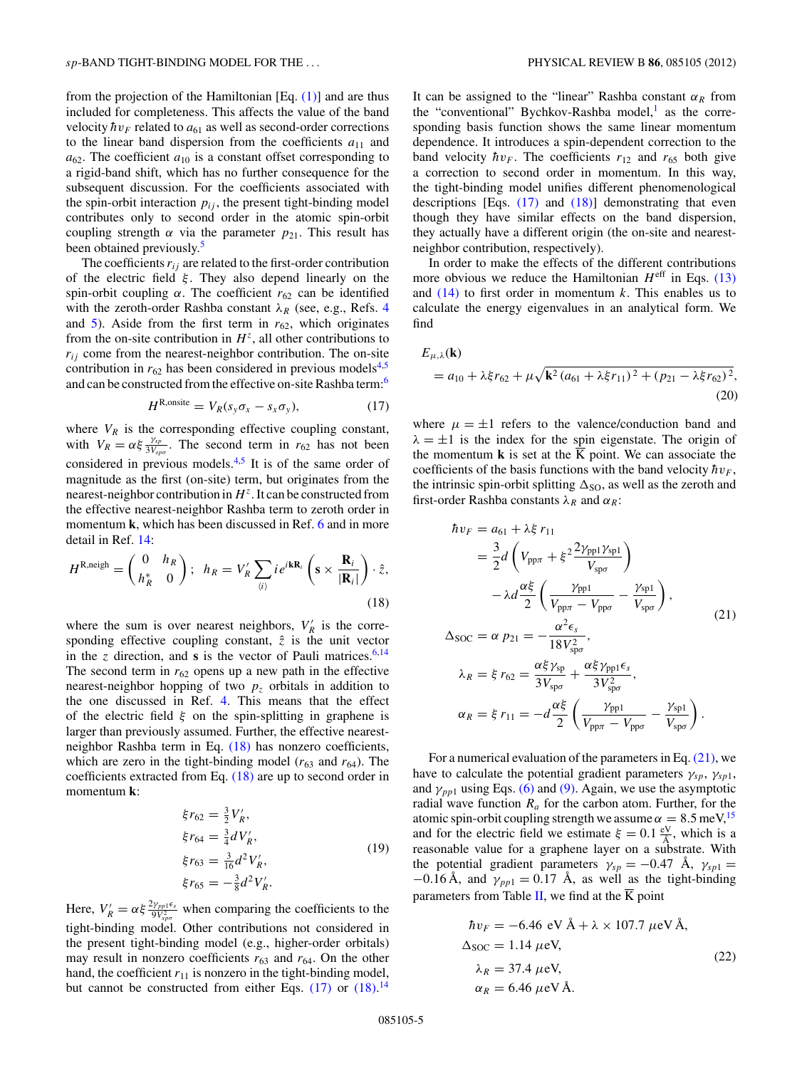from the projection of the Hamiltonian [Eq. (1)] and are thus included for completeness. This affects the value of the band velocity $\hbar v_F$ related to $a_{61}$ as well as second-order corrections to the linear band dispersion from the coefficients $a_{11}$ and $a_{62}$. The coefficient $a_{10}$ is a constant offset corresponding to a rigid-band shift, which has no further consequence for the subsequent discussion. For the coefficients associated with the spin-orbit interaction $p_{ij}$, the present tight-binding model contributes only to second order in the atomic spin-orbit coupling strength $\alpha$ via the parameter $p_{21}$. This result has been obtained previously.[5]

The coefficients $r_{ij}$ are related to the first-order contribution of the electric field $\xi$. They also depend linearly on the spin-orbit coupling $\alpha$. The coefficient $r_{62}$ can be identified with the zeroth-order Rashba constant $\lambda_R$ (see, e.g., Refs. 4 and 5). Aside from the first term in $r_{62}$, which originates from the on-site contribution in $H^z$, all other contributions to $r_{ij}$ come from the nearest-neighbor contribution. The on-site contribution in $r_{62}$ has been considered in previous models[4,5] and can be constructed from the effective on-site Rashba term:[6]

$$H^{\mathrm{R,onsite}} = V_R(s_y\sigma_x - s_x\sigma_y), \tag{17}$$

where $V_R$ is the corresponding effective coupling constant, with $V_R = \alpha\xi\frac{\gamma_{sp}}{3V_{sp\sigma}}$. The second term in $r_{62}$ has not been considered in previous models.[4,5] It is of the same order of magnitude as the first (on-site) term, but originates from the nearest-neighbor contribution in $H^z$. It can be constructed from the effective nearest-neighbor Rashba term to zeroth order in momentum $\mathbf{k}$, which has been discussed in Ref. 6 and in more detail in Ref. 14:

$$H^{\mathrm{R,neigh}} = \begin{pmatrix} 0 & h_R \\ h_R^* & 0 \end{pmatrix}; \;\; h_R = V_R' \sum_{\langle i\rangle} i e^{i\mathbf{k}\mathbf{R}_i}\left(\mathbf{s}\times\frac{\mathbf{R}_i}{|\mathbf{R}_i|}\right)\cdot\hat{z}, \tag{18}$$

where the sum is over nearest neighbors, $V_R'$ is the corresponding effective coupling constant, $\hat{z}$ is the unit vector in the $z$ direction, and $\mathbf{s}$ is the vector of Pauli matrices.[6,14] The second term in $r_{62}$ opens up a new path in the effective nearest-neighbor hopping of two $p_z$ orbitals in addition to the one discussed in Ref. 4. This means that the effect of the electric field $\xi$ on the spin-splitting in graphene is larger than previously assumed. Further, the effective nearest-neighbor Rashba term in Eq. (18) has nonzero coefficients, which are zero in the tight-binding model ($r_{63}$ and $r_{64}$). The coefficients extracted from Eq. (18) are up to second order in momentum $\mathbf{k}$:

$$\begin{aligned}
\xi r_{62} &= \tfrac{3}{2}V_R', \\
\xi r_{64} &= \tfrac{3}{4}dV_R', \\
\xi r_{63} &= \tfrac{3}{16}d^2V_R', \\
\xi r_{65} &= -\tfrac{3}{8}d^2V_R'.
\end{aligned} \tag{19}$$

Here, $V_R' = \alpha\xi\frac{2\gamma_{pp1}\epsilon_s}{9V_{sp\sigma}^2}$ when comparing the coefficients to the tight-binding model. Other contributions not considered in the present tight-binding model (e.g., higher-order orbitals) may result in nonzero coefficients $r_{63}$ and $r_{64}$. On the other hand, the coefficient $r_{11}$ is nonzero in the tight-binding model, but cannot be constructed from either Eqs. (17) or (18).[14] It can be assigned to the "linear" Rashba constant $\alpha_R$ from the "conventional" Bychkov-Rashba model,[1] as the corresponding basis function shows the same linear momentum dependence. It introduces a spin-dependent correction to the band velocity $\hbar v_F$. The coefficients $r_{12}$ and $r_{65}$ both give a correction to second order in momentum. In this way, the tight-binding model unifies different phenomenological descriptions [Eqs. (17) and (18)] demonstrating that even though they have similar effects on the band dispersion, they actually have a different origin (the on-site and nearest-neighbor contribution, respectively).

In order to make the effects of the different contributions more obvious we reduce the Hamiltonian $H^{\mathrm{eff}}$ in Eqs. (13) and (14) to first order in momentum $k$. This enables us to calculate the energy eigenvalues in an analytical form. We find

$$E_{\mu,\lambda}(\mathbf{k}) = a_{10} + \lambda\xi r_{62} + \mu\sqrt{\mathbf{k}^2(a_{61}+\lambda\xi r_{11})^2 + (p_{21}-\lambda\xi r_{62})^2}, \tag{20}$$

where $\mu = \pm 1$ refers to the valence/conduction band and $\lambda = \pm 1$ is the index for the spin eigenstate. The origin of the momentum $\mathbf{k}$ is set at the $\overline{\mathrm{K}}$ point. We can associate the coefficients of the basis functions with the band velocity $\hbar v_F$, the intrinsic spin-orbit splitting $\Delta_{\mathrm{SO}}$, as well as the zeroth and first-order Rashba constants $\lambda_R$ and $\alpha_R$:

$$\begin{aligned}
\hbar v_F &= a_{61} + \lambda\xi\, r_{11} \\
&= \frac{3}{2}d\left(V_{\mathrm{pp}\pi} + \xi^2\frac{2\gamma_{\mathrm{pp1}}\gamma_{\mathrm{sp1}}}{V_{\mathrm{sp}\sigma}}\right) \\
&\quad - \lambda d\frac{\alpha\xi}{2}\left(\frac{\gamma_{\mathrm{pp1}}}{V_{\mathrm{pp}\pi}-V_{\mathrm{pp}\sigma}} - \frac{\gamma_{\mathrm{sp1}}}{V_{\mathrm{sp}\sigma}}\right), \\
\Delta_{\mathrm{SOC}} &= \alpha\, p_{21} = -\frac{\alpha^2\epsilon_s}{18V_{\mathrm{sp}\sigma}^2}, \\
\lambda_R &= \xi\, r_{62} = \frac{\alpha\xi\gamma_{\mathrm{sp}}}{3V_{\mathrm{sp}\sigma}} + \frac{\alpha\xi\gamma_{\mathrm{pp1}}\epsilon_s}{3V_{\mathrm{sp}\sigma}^2}, \\
\alpha_R &= \xi\, r_{11} = -d\frac{\alpha\xi}{2}\left(\frac{\gamma_{\mathrm{pp1}}}{V_{\mathrm{pp}\pi}-V_{\mathrm{pp}\sigma}} - \frac{\gamma_{\mathrm{sp1}}}{V_{\mathrm{sp}\sigma}}\right).
\end{aligned} \tag{21}$$

For a numerical evaluation of the parameters in Eq. (21), we have to calculate the potential gradient parameters $\gamma_{sp}$, $\gamma_{sp1}$, and $\gamma_{pp1}$ using Eqs. (6) and (9). Again, we use the asymptotic radial wave function $R_a$ for the carbon atom. Further, for the atomic spin-orbit coupling strength we assume $\alpha = 8.5$ meV,[15] and for the electric field we estimate $\xi = 0.1\,\frac{\mathrm{eV}}{\text{Å}}$, which is a reasonable value for a graphene layer on a substrate. With the potential gradient parameters $\gamma_{sp} = -0.47$ Å, $\gamma_{sp1} = -0.16$ Å, and $\gamma_{pp1} = 0.17$ Å, as well as the tight-binding parameters from Table II, we find at the $\overline{\mathrm{K}}$ point

$$\begin{aligned}
\hbar v_F &= -6.46\ \mathrm{eV\,Å} + \lambda\times 107.7\ \mu\mathrm{eV\,Å}, \\
\Delta_{\mathrm{SOC}} &= 1.14\ \mu\mathrm{eV}, \\
\lambda_R &= 37.4\ \mu\mathrm{eV}, \\
\alpha_R &= 6.46\ \mu\mathrm{eV\,Å}.
\end{aligned} \tag{22}$$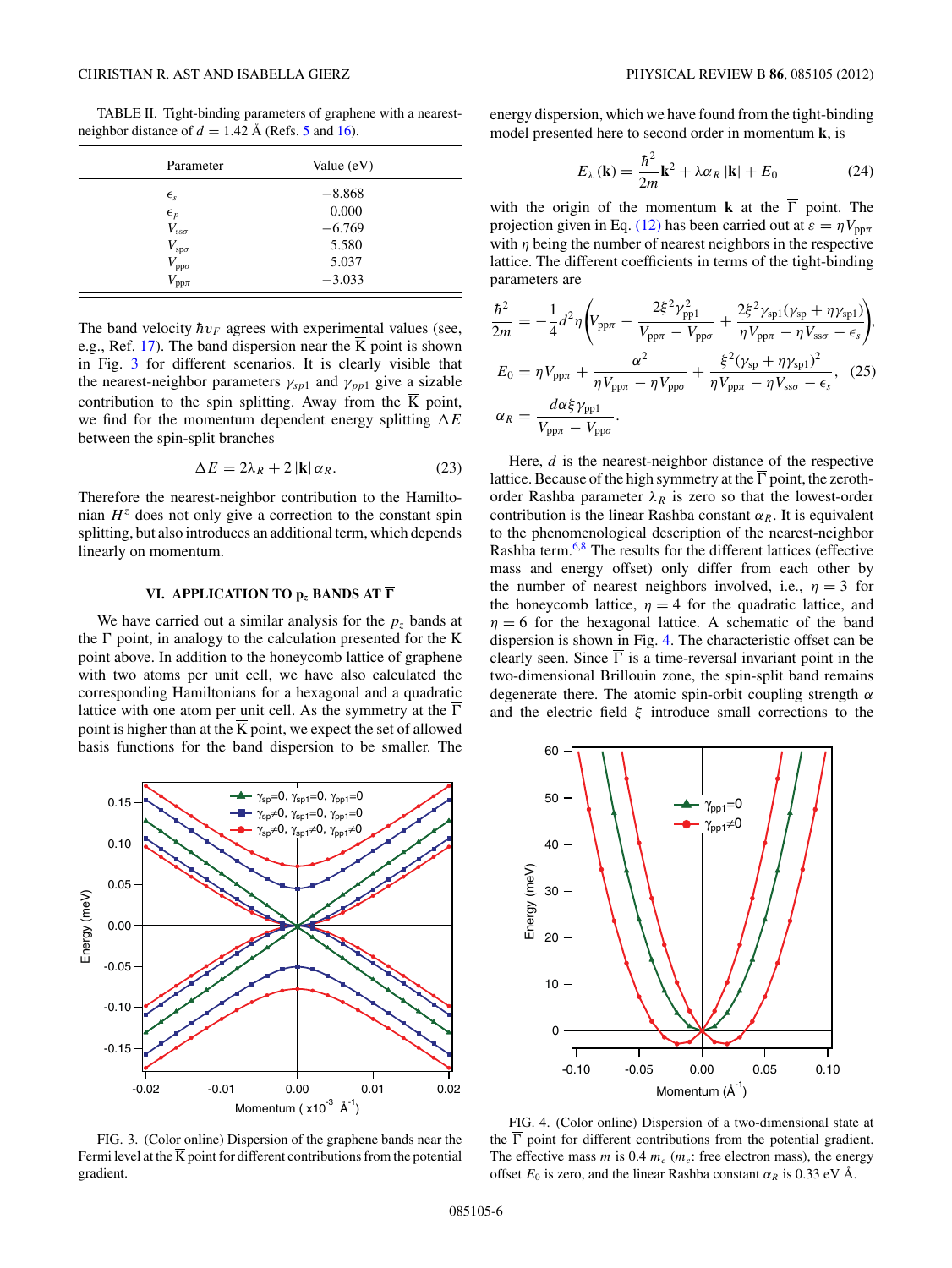TABLE II. Tight-binding parameters of graphene with a nearest-neighbor distance of $d = 1.42$ Å (Refs. 5 and 16).

| Parameter | Value (eV) |
|---|---|
| $\epsilon_s$ | −8.868 |
| $\epsilon_p$ | 0.000 |
| $V_{ss\sigma}$ | −6.769 |
| $V_{sp\sigma}$ | 5.580 |
| $V_{pp\sigma}$ | 5.037 |
| $V_{pp\pi}$ | −3.033 |

The band velocity $\hbar v_F$ agrees with experimental values (see, e.g., Ref. 17). The band dispersion near the $\overline{\mathrm{K}}$ point is shown in Fig. 3 for different scenarios. It is clearly visible that the nearest-neighbor parameters $\gamma_{sp1}$ and $\gamma_{pp1}$ give a sizable contribution to the spin splitting. Away from the $\overline{\mathrm{K}}$ point, we find for the momentum dependent energy splitting $\Delta E$ between the spin-split branches

$$\Delta E = 2\lambda_R + 2\,|\mathbf{k}|\,\alpha_R. \tag{23}$$

Therefore the nearest-neighbor contribution to the Hamiltonian $H^z$ does not only give a correction to the constant spin splitting, but also introduces an additional term, which depends linearly on momentum.

FIG. 3. (Color online) Dispersion of the graphene bands near the Fermi level at the $\overline{\mathrm{K}}$ point for different contributions from the potential gradient.

## VI. APPLICATION TO $p_z$ BANDS AT $\overline{\Gamma}$

We have carried out a similar analysis for the $p_z$ bands at the $\overline{\Gamma}$ point, in analogy to the calculation presented for the $\overline{\mathrm{K}}$ point above. In addition to the honeycomb lattice of graphene with two atoms per unit cell, we have also calculated the corresponding Hamiltonians for a hexagonal and a quadratic lattice with one atom per unit cell. As the symmetry at the $\overline{\Gamma}$ point is higher than at the $\overline{\mathrm{K}}$ point, we expect the set of allowed basis functions for the band dispersion to be smaller. The energy dispersion, which we have found from the tight-binding model presented here to second order in momentum $\mathbf{k}$, is

$$E_\lambda(\mathbf{k}) = \frac{\hbar^2}{2m}\mathbf{k}^2 + \lambda\alpha_R\,|\mathbf{k}| + E_0 \tag{24}$$

with the origin of the momentum $\mathbf{k}$ at the $\overline{\Gamma}$ point. The projection given in Eq. (12) has been carried out at $\varepsilon = \eta V_{pp\pi}$ with $\eta$ being the number of nearest neighbors in the respective lattice. The different coefficients in terms of the tight-binding parameters are

$$\begin{aligned}
\frac{\hbar^2}{2m} &= -\frac{1}{4}d^2\eta\left(V_{pp\pi} - \frac{2\xi^2\gamma_{pp1}^2}{V_{pp\pi} - V_{pp\sigma}} + \frac{2\xi^2\gamma_{sp1}(\gamma_{sp} + \eta\gamma_{sp1})}{\eta V_{pp\pi} - \eta V_{ss\sigma} - \epsilon_s}\right),\\
E_0 &= \eta V_{pp\pi} + \frac{\alpha^2}{\eta V_{pp\pi} - \eta V_{pp\sigma}} + \frac{\xi^2(\gamma_{sp} + \eta\gamma_{sp1})^2}{\eta V_{pp\pi} - \eta V_{ss\sigma} - \epsilon_s}, \\
\alpha_R &= \frac{d\alpha\xi\gamma_{pp1}}{V_{pp\pi} - V_{pp\sigma}}.
\end{aligned} \tag{25}$$

Here, $d$ is the nearest-neighbor distance of the respective lattice. Because of the high symmetry at the $\overline{\Gamma}$ point, the zeroth-order Rashba parameter $\lambda_R$ is zero so that the lowest-order contribution is the linear Rashba constant $\alpha_R$. It is equivalent to the phenomenological description of the nearest-neighbor Rashba term.[6,8] The results for the different lattices (effective mass and energy offset) only differ from each other by the number of nearest neighbors involved, i.e., $\eta = 3$ for the honeycomb lattice, $\eta = 4$ for the quadratic lattice, and $\eta = 6$ for the hexagonal lattice. A schematic of the band dispersion is shown in Fig. 4. The characteristic offset can be clearly seen. Since $\overline{\Gamma}$ is a time-reversal invariant point in the two-dimensional Brillouin zone, the spin-split band remains degenerate there. The atomic spin-orbit coupling strength $\alpha$ and the electric field $\xi$ introduce small corrections to the

FIG. 4. (Color online) Dispersion of a two-dimensional state at the $\overline{\Gamma}$ point for different contributions from the potential gradient. The effective mass $m$ is 0.4 $m_e$ ($m_e$: free electron mass), the energy offset $E_0$ is zero, and the linear Rashba constant $\alpha_R$ is 0.33 eV Å.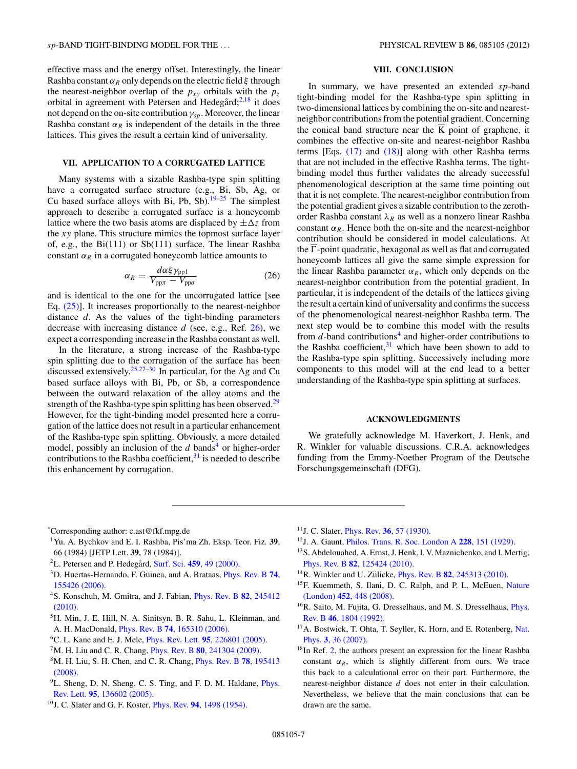effective mass and the energy offset. Interestingly, the linear Rashba constant $\alpha_R$ only depends on the electric field $\xi$ through the nearest-neighbor overlap of the $p_{xy}$ orbitals with the $p_z$ orbital in agreement with Petersen and Hedegård;[2,18] it does not depend on the on-site contribution $\gamma_{sp}$. Moreover, the linear Rashba constant $\alpha_R$ is independent of the details in the three lattices. This gives the result a certain kind of universality.

## VII. APPLICATION TO A CORRUGATED LATTICE

Many systems with a sizable Rashba-type spin splitting have a corrugated surface structure (e.g., Bi, Sb, Ag, or Cu based surface alloys with Bi, Pb, Sb).[19–25] The simplest approach to describe a corrugated surface is a honeycomb lattice where the two basis atoms are displaced by $\pm\Delta z$ from the $xy$ plane. This structure mimics the topmost surface layer of, e.g., the Bi(111) or Sb(111) surface. The linear Rashba constant $\alpha_R$ in a corrugated honeycomb lattice amounts to

$$\alpha_R = \frac{d\alpha\xi\gamma_{\text{pp1}}}{V_{\text{pp}\pi} - V_{\text{pp}\sigma}} \tag{26}$$

and is identical to the one for the uncorrugated lattice [see Eq. (25)]. It increases proportionally to the nearest-neighbor distance $d$. As the values of the tight-binding parameters decrease with increasing distance $d$ (see, e.g., Ref. 26), we expect a corresponding increase in the Rashba constant as well.

In the literature, a strong increase of the Rashba-type spin splitting due to the corrugation of the surface has been discussed extensively.[25,27–30] In particular, for the Ag and Cu based surface alloys with Bi, Pb, or Sb, a correspondence between the outward relaxation of the alloy atoms and the strength of the Rashba-type spin splitting has been observed.[29] However, for the tight-binding model presented here a corrugation of the lattice does not result in a particular enhancement of the Rashba-type spin splitting. Obviously, a more detailed model, possibly an inclusion of the $d$ bands[4] or higher-order contributions to the Rashba coefficient,[31] is needed to describe this enhancement by corrugation.

## VIII. CONCLUSION

In summary, we have presented an extended $sp$-band tight-binding model for the Rashba-type spin splitting in two-dimensional lattices by combining the on-site and nearest-neighbor contributions from the potential gradient. Concerning the conical band structure near the $\overline{\text{K}}$ point of graphene, it combines the effective on-site and nearest-neighbor Rashba terms [Eqs. (17) and (18)] along with other Rashba terms that are not included in the effective Rashba terms. The tight-binding model thus further validates the already successful phenomenological description at the same time pointing out that it is not complete. The nearest-neighbor contribution from the potential gradient gives a sizable contribution to the zeroth-order Rashba constant $\lambda_R$ as well as a nonzero linear Rashba constant $\alpha_R$. Hence both the on-site and the nearest-neighbor contribution should be considered in model calculations. At the $\overline{\Gamma}$-point quadratic, hexagonal as well as flat and corrugated honeycomb lattices all give the same simple expression for the linear Rashba parameter $\alpha_R$, which only depends on the nearest-neighbor contribution from the potential gradient. In particular, it is independent of the details of the lattices giving the result a certain kind of universality and confirms the success of the phenomenological nearest-neighbor Rashba term. The next step would be to combine this model with the results from $d$-band contributions[4] and higher-order contributions to the Rashba coefficient,[31] which have been shown to add to the Rashba-type spin splitting. Successively including more components to this model will at the end lead to a better understanding of the Rashba-type spin splitting at surfaces.

## ACKNOWLEDGMENTS

We gratefully acknowledge M. Haverkort, J. Henk, and R. Winkler for valuable discussions. C.R.A. acknowledges funding from the Emmy-Noether Program of the Deutsche Forschungsgemeinschaft (DFG).

---

*Corresponding author: c.ast@fkf.mpg.de

[1] Yu. A. Bychkov and E. I. Rashba, Pis'ma Zh. Eksp. Teor. Fiz. **39**, 66 (1984) [JETP Lett. **39**, 78 (1984)].

[2] L. Petersen and P. Hedegård, Surf. Sci. **459**, 49 (2000).

[3] D. Huertas-Hernando, F. Guinea, and A. Brataas, Phys. Rev. B **74**, 155426 (2006).

[4] S. Konschuh, M. Gmitra, and J. Fabian, Phys. Rev. B **82**, 245412 (2010).

[5] H. Min, J. E. Hill, N. A. Sinitsyn, B. R. Sahu, L. Kleinman, and A. H. MacDonald, Phys. Rev. B **74**, 165310 (2006).

[6] C. L. Kane and E. J. Mele, Phys. Rev. Lett. **95**, 226801 (2005).

[7] M. H. Liu and C. R. Chang, Phys. Rev. B **80**, 241304 (2009).

[8] M. H. Liu, S. H. Chen, and C. R. Chang, Phys. Rev. B **78**, 195413 (2008).

[9] L. Sheng, D. N. Sheng, C. S. Ting, and F. D. M. Haldane, Phys. Rev. Lett. **95**, 136602 (2005).

[10] J. C. Slater and G. F. Koster, Phys. Rev. **94**, 1498 (1954).

[11] J. C. Slater, Phys. Rev. **36**, 57 (1930).

[12] J. A. Gaunt, Philos. Trans. R. Soc. London A **228**, 151 (1929).

[13] S. Abdelouahed, A. Ernst, J. Henk, I. V. Maznichenko, and I. Mertig, Phys. Rev. B **82**, 125424 (2010).

[14] R. Winkler and U. Zülicke, Phys. Rev. B **82**, 245313 (2010).

[15] F. Kuemmeth, S. Ilani, D. C. Ralph, and P. L. McEuen, Nature (London) **452**, 448 (2008).

[16] R. Saito, M. Fujita, G. Dresselhaus, and M. S. Dresselhaus, Phys. Rev. B **46**, 1804 (1992).

[17] A. Bostwick, T. Ohta, T. Seyller, K. Horn, and E. Rotenberg, Nat. Phys. **3**, 36 (2007).

[18] In Ref. 2, the authors present an expression for the linear Rashba constant $\alpha_R$, which is slightly different from ours. We trace this back to a calculational error on their part. Furthermore, the nearest-neighbor distance $d$ does not enter in their calculation. Nevertheless, we believe that the main conclusions that can be drawn are the same.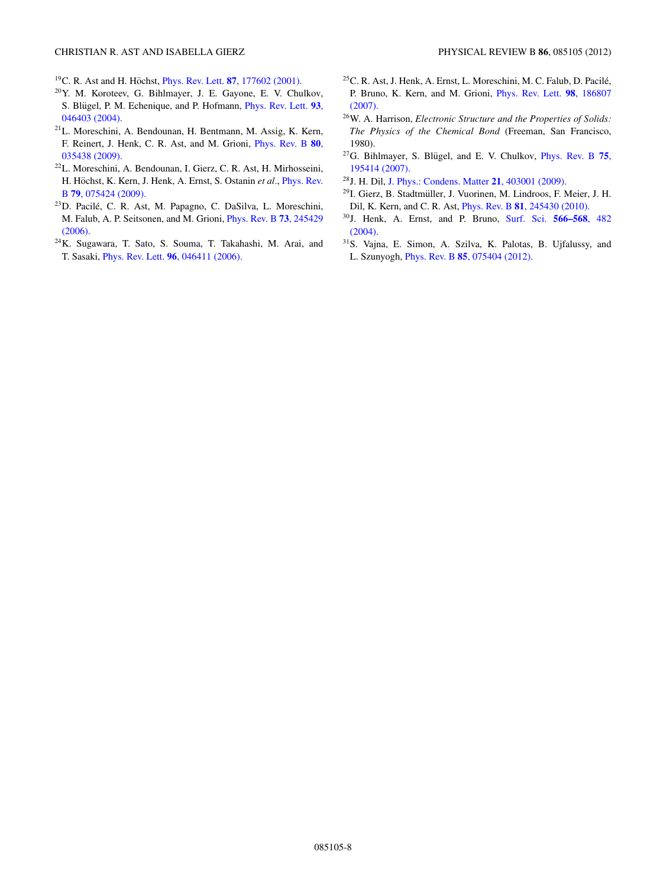[19] C. R. Ast and H. Höchst, Phys. Rev. Lett. **87**, 177602 (2001).

[20] Y. M. Koroteev, G. Bihlmayer, J. E. Gayone, E. V. Chulkov, S. Blügel, P. M. Echenique, and P. Hofmann, Phys. Rev. Lett. **93**, 046403 (2004).

[21] L. Moreschini, A. Bendounan, H. Bentmann, M. Assig, K. Kern, F. Reinert, J. Henk, C. R. Ast, and M. Grioni, Phys. Rev. B **80**, 035438 (2009).

[22] L. Moreschini, A. Bendounan, I. Gierz, C. R. Ast, H. Mirhosseini, H. Höchst, K. Kern, J. Henk, A. Ernst, S. Ostanin *et al.*, Phys. Rev. B **79**, 075424 (2009).

[23] D. Pacilé, C. R. Ast, M. Papagno, C. DaSilva, L. Moreschini, M. Falub, A. P. Seitsonen, and M. Grioni, Phys. Rev. B **73**, 245429 (2006).

[24] K. Sugawara, T. Sato, S. Souma, T. Takahashi, M. Arai, and T. Sasaki, Phys. Rev. Lett. **96**, 046411 (2006).

[25] C. R. Ast, J. Henk, A. Ernst, L. Moreschini, M. C. Falub, D. Pacilé, P. Bruno, K. Kern, and M. Grioni, Phys. Rev. Lett. **98**, 186807 (2007).

[26] W. A. Harrison, *Electronic Structure and the Properties of Solids: The Physics of the Chemical Bond* (Freeman, San Francisco, 1980).

[27] G. Bihlmayer, S. Blügel, and E. V. Chulkov, Phys. Rev. B **75**, 195414 (2007).

[28] J. H. Dil, J. Phys.: Condens. Matter **21**, 403001 (2009).

[29] I. Gierz, B. Stadtmüller, J. Vuorinen, M. Lindroos, F. Meier, J. H. Dil, K. Kern, and C. R. Ast, Phys. Rev. B **81**, 245430 (2010).

[30] J. Henk, A. Ernst, and P. Bruno, Surf. Sci. **566–568**, 482 (2004).

[31] S. Vajna, E. Simon, A. Szilva, K. Palotas, B. Ujfalussy, and L. Szunyogh, Phys. Rev. B **85**, 075404 (2012).